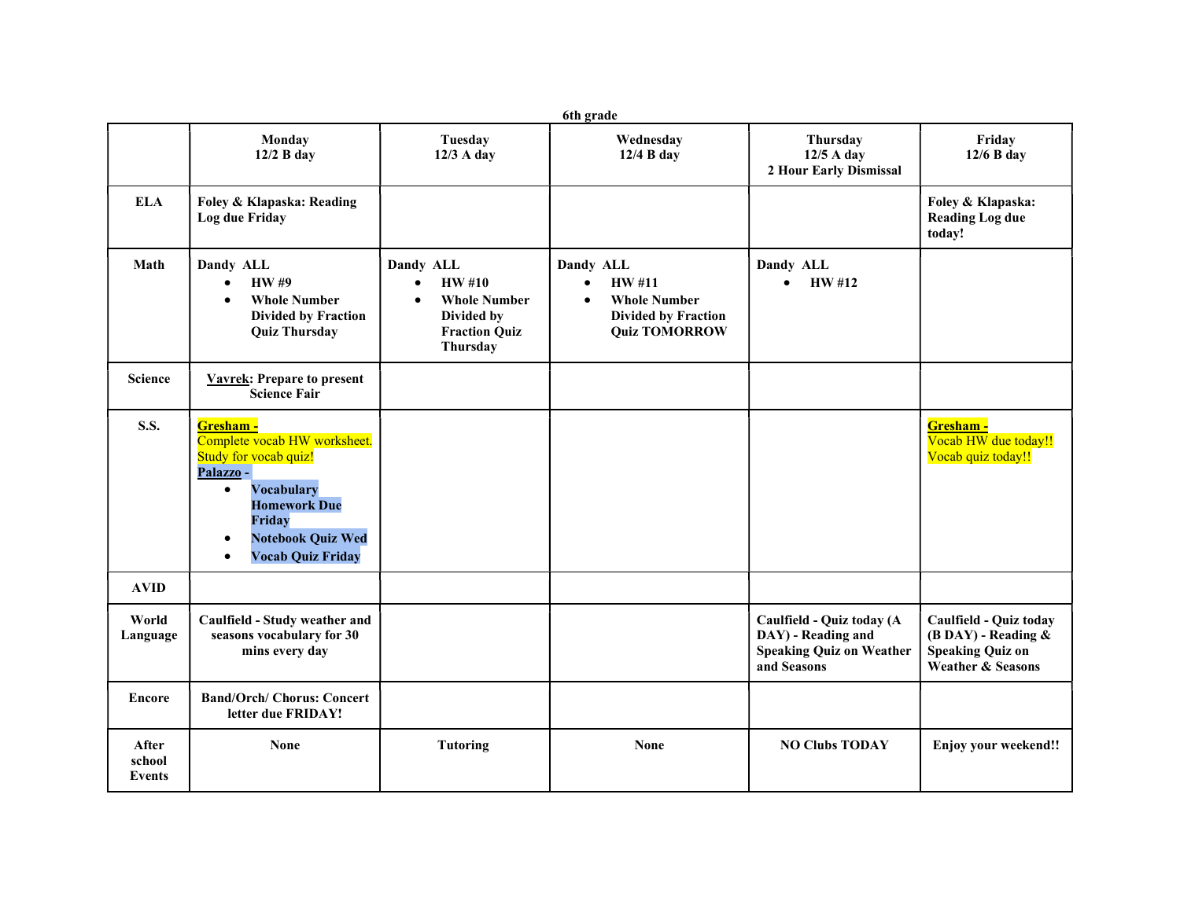6th grade

| | Monday<br>12/2 B day | Tuesday<br>12/3 A day | Wednesday<br>12/4 B day | Thursday<br>12/5 A day<br>2 Hour Early Dismissal | Friday<br>12/6 B day |
|---|---|---|---|---|---|
| **ELA** | **Foley & Klapaska: Reading Log due Friday** | | | | **Foley & Klapaska: Reading Log due today!** |
| **Math** | **Dandy ALL**<br>• **HW #9**<br>• **Whole Number Divided by Fraction Quiz Thursday** | **Dandy ALL**<br>• **HW #10**<br>• **Whole Number Divided by Fraction Quiz Thursday** | **Dandy ALL**<br>• **HW #11**<br>• **Whole Number Divided by Fraction Quiz TOMORROW** | **Dandy ALL**<br>• **HW #12** | |
| **Science** | **Vavrek: Prepare to present Science Fair** | | | | |
| **S.S.** | **Gresham -**<br>Complete vocab HW worksheet. Study for vocab quiz!<br>**Palazzo -**<br>• **Vocabulary Homework Due Friday**<br>• **Notebook Quiz Wed**<br>• **Vocab Quiz Friday** | | | | **Gresham -**<br>Vocab HW due today!!<br>Vocab quiz today!! |
| **AVID** | | | | | |
| **World Language** | **Caulfield - Study weather and seasons vocabulary for 30 mins every day** | | | **Caulfield - Quiz today (A DAY) - Reading and Speaking Quiz on Weather and Seasons** | **Caulfield - Quiz today (B DAY) - Reading & Speaking Quiz on Weather & Seasons** |
| **Encore** | **Band/Orch/ Chorus: Concert letter due FRIDAY!** | | | | |
| **After school Events** | **None** | **Tutoring** | **None** | **NO Clubs TODAY** | **Enjoy your weekend!!** |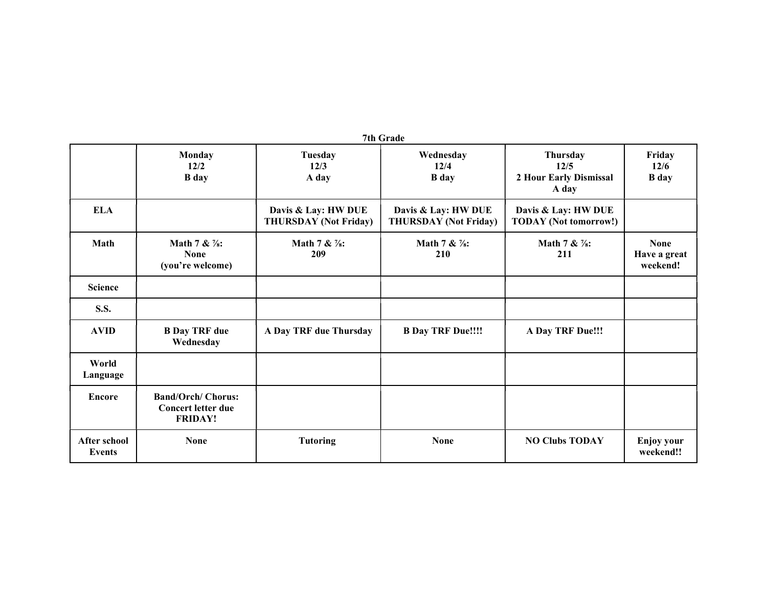**7th Grade**

| | Monday<br>12/2<br>B day | Tuesday<br>12/3<br>A day | Wednesday<br>12/4<br>B day | Thursday<br>12/5<br>2 Hour Early Dismissal<br>A day | Friday<br>12/6<br>B day |
|---|---|---|---|---|---|
| **ELA** | | Davis & Lay: HW DUE THURSDAY (Not Friday) | Davis & Lay: HW DUE THURSDAY (Not Friday) | Davis & Lay: HW DUE TODAY (Not tomorrow!) | |
| **Math** | Math 7 & ⅞:<br>None<br>(you're welcome) | Math 7 & ⅞:<br>209 | Math 7 & ⅞:<br>210 | Math 7 & ⅞:<br>211 | None<br>Have a great weekend! |
| **Science** | | | | | |
| **S.S.** | | | | | |
| **AVID** | B Day TRF due Wednesday | A Day TRF due Thursday | B Day TRF Due!!!! | A Day TRF Due!!! | |
| **World Language** | | | | | |
| **Encore** | Band/Orch/ Chorus: Concert letter due FRIDAY! | | | | |
| **After school Events** | None | Tutoring | None | NO Clubs TODAY | Enjoy your weekend!! |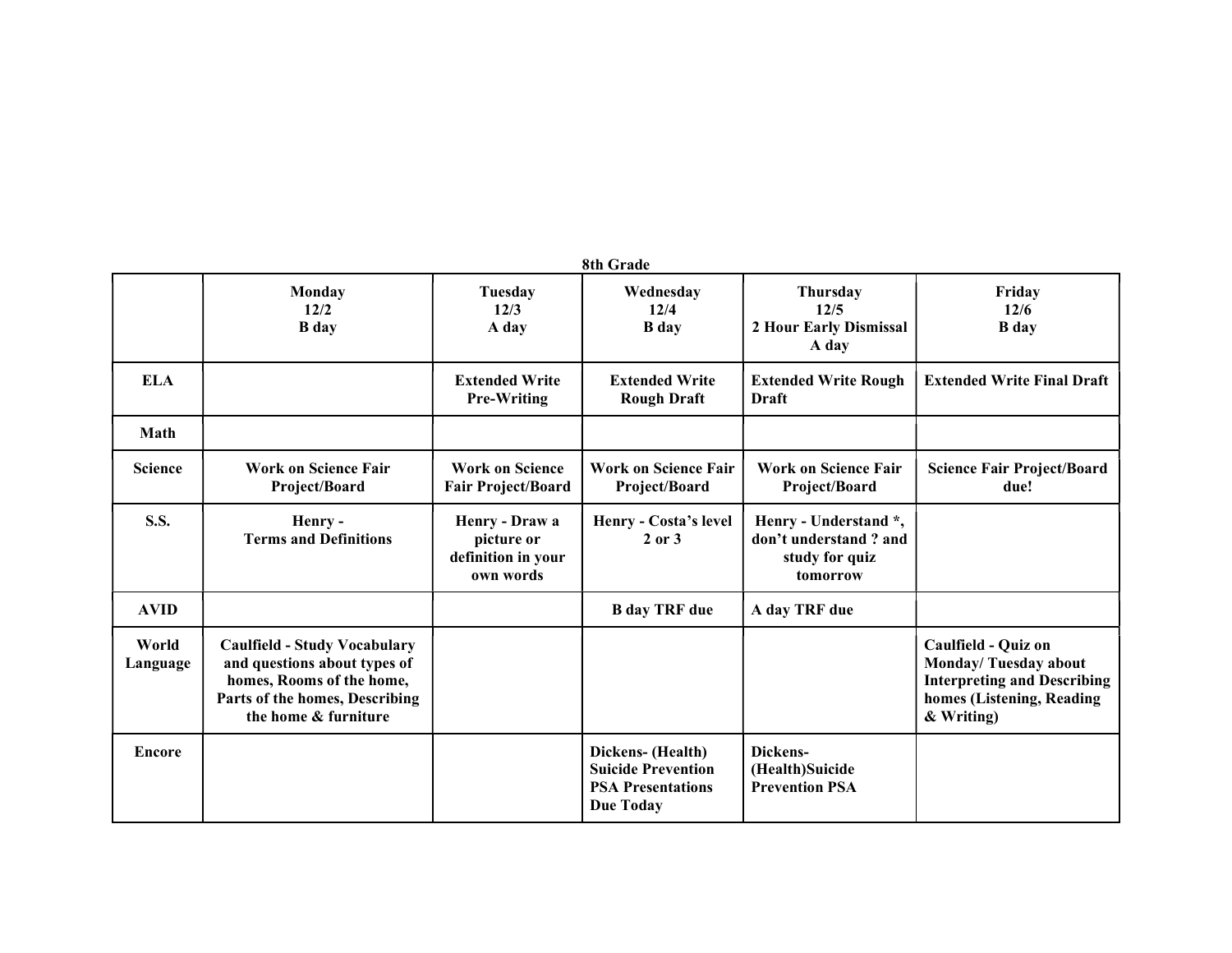8th Grade

| | Monday 12/2 B day | Tuesday 12/3 A day | Wednesday 12/4 B day | Thursday 12/5 2 Hour Early Dismissal A day | Friday 12/6 B day |
|---|---|---|---|---|---|
| **ELA** | | **Extended Write Pre-Writing** | **Extended Write Rough Draft** | **Extended Write Rough Draft** | **Extended Write Final Draft** |
| **Math** | | | | | |
| **Science** | **Work on Science Fair Project/Board** | **Work on Science Fair Project/Board** | **Work on Science Fair Project/Board** | **Work on Science Fair Project/Board** | **Science Fair Project/Board due!** |
| **S.S.** | **Henry - Terms and Definitions** | **Henry - Draw a picture or definition in your own words** | **Henry - Costa's level 2 or 3** | **Henry - Understand *, don't understand ? and study for quiz tomorrow** | |
| **AVID** | | | **B day TRF due** | **A day TRF due** | |
| **World Language** | **Caulfield - Study Vocabulary and questions about types of homes, Rooms of the home, Parts of the homes, Describing the home & furniture** | | | | **Caulfield - Quiz on Monday/ Tuesday about Interpreting and Describing homes (Listening, Reading & Writing)** |
| **Encore** | | | **Dickens- (Health) Suicide Prevention PSA Presentations Due Today** | **Dickens- (Health)Suicide Prevention PSA** | |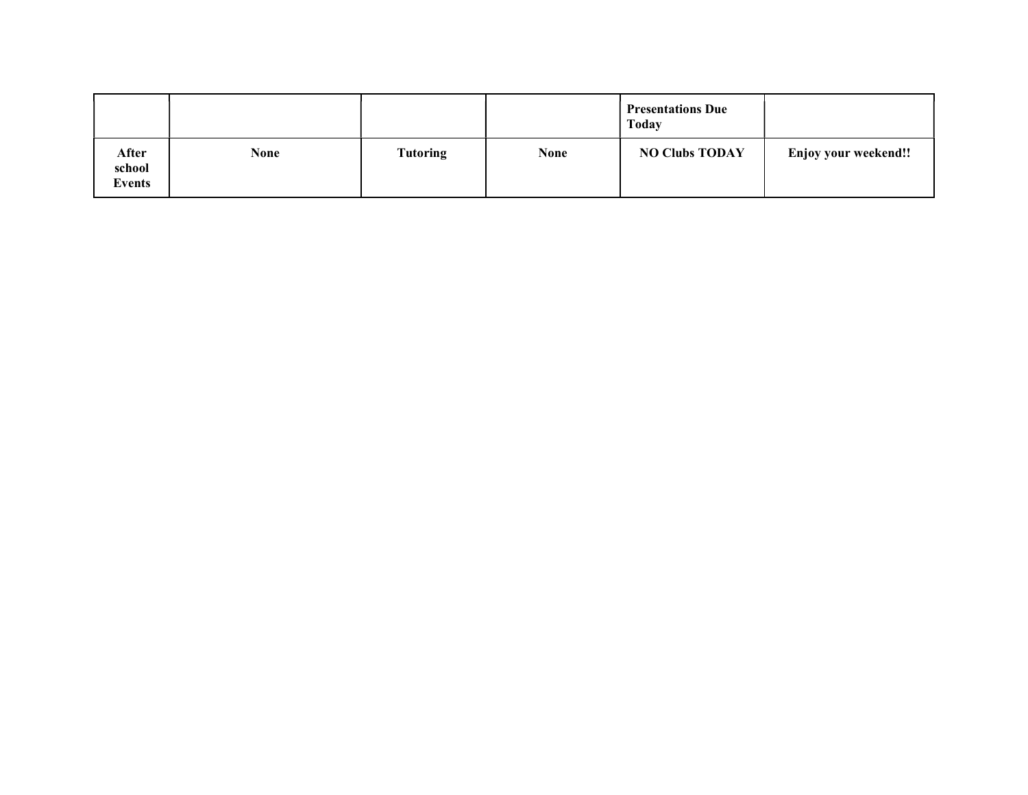| | | | | | |
|---|---|---|---|---|---|
| | | | | **Presentations Due Today** | |
| **After school Events** | **None** | **Tutoring** | **None** | **NO Clubs TODAY** | **Enjoy your weekend!!** |